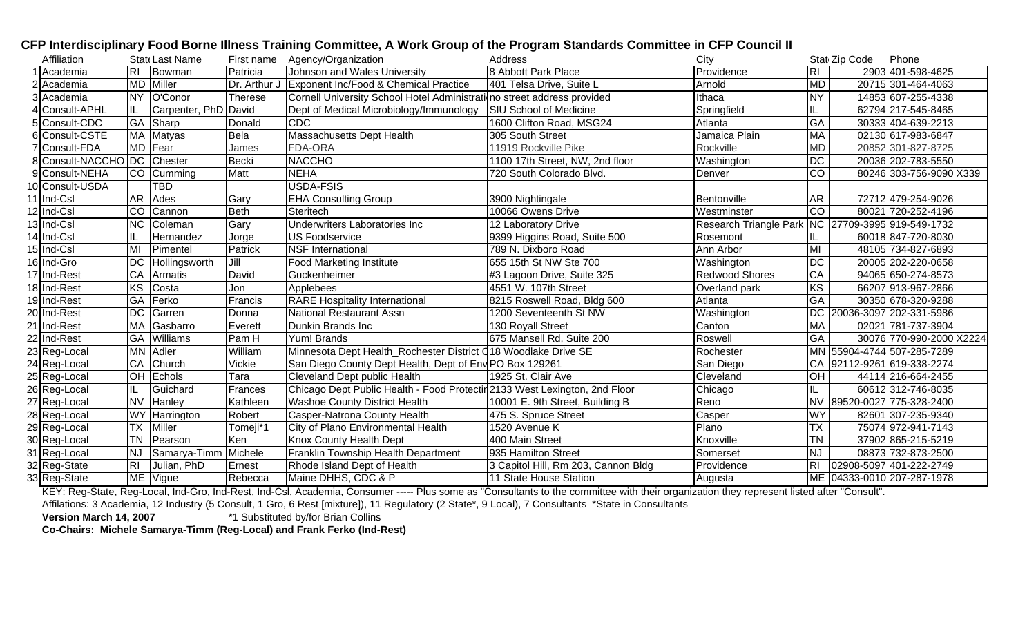**CFP Interdisciplinary Food Borne Illness Training Committee, A Work Group of the Program Standards Committee in CFP Council II**

| | Affiliation | State | Last Name | First name | Agency/Organization | Address | City | State | Zip Code | Phone |
|---|---|---|---|---|---|---|---|---|---|---|
| 1 | Academia | RI | Bowman | Patricia | Johnson and Wales University | 8 Abbott Park Place | Providence | RI | 2903 | 401-598-4625 |
| 2 | Academia | MD | Miller | Dr. Arthur J | Exponent Inc/Food & Chemical Practice | 401 Telsa Drive, Suite L | Arnold | MD | 20715 | 301-464-4063 |
| 3 | Academia | NY | O'Conor | Therese | Cornell University School Hotel Administrati | no street address provided | Ithaca | NY | 14853 | 607-255-4338 |
| 4 | Consult-APHL | IL | Carpenter, PhD | David | Dept of Medical Microbiology/Immunology | SIU School of Medicine | Springfield | IL | 62794 | 217-545-8465 |
| 5 | Consult-CDC | GA | Sharp | Donald | CDC | 1600 Clifton Road, MSG24 | Atlanta | GA | 30333 | 404-639-2213 |
| 6 | Consult-CSTE | MA | Matyas | Bela | Massachusetts Dept Health | 305 South Street | Jamaica Plain | MA | 02130 | 617-983-6847 |
| 7 | Consult-FDA | MD | Fear | James | FDA-ORA | 11919 Rockville Pike | Rockville | MD | 20852 | 301-827-8725 |
| 8 | Consult-NACCHO | DC | Chester | Becki | NACCHO | 1100 17th Street, NW, 2nd floor | Washington | DC | 20036 | 202-783-5550 |
| 9 | Consult-NEHA | CO | Cumming | Matt | NEHA | 720 South Colorado Blvd. | Denver | CO | 80246 | 303-756-9090 X339 |
| 10 | Consult-USDA | | TBD | | USDA-FSIS | | | | | |
| 11 | Ind-Csl | AR | Ades | Gary | EHA Consulting Group | 3900 Nightingale | Bentonville | AR | 72712 | 479-254-9026 |
| 12 | Ind-Csl | CO | Cannon | Beth | Steritech | 10066 Owens Drive | Westminster | CO | 80021 | 720-252-4196 |
| 13 | Ind-Csl | NC | Coleman | Gary | Underwriters Laboratories Inc | 12 Laboratory Drive | Research Triangle Park | NC | 27709-3995 | 919-549-1732 |
| 14 | Ind-Csl | IL | Hernandez | Jorge | US Foodservice | 9399 Higgins Road, Suite 500 | Rosemont | IL | 60018 | 847-720-8030 |
| 15 | Ind-Csl | MI | Pimentel | Patrick | NSF International | 789 N. Dixboro Road | Ann Arbor | MI | 48105 | 734-827-6893 |
| 16 | Ind-Gro | DC | Hollingsworth | Jill | Food Marketing Institute | 655 15th St NW Ste 700 | Washington | DC | 20005 | 202-220-0658 |
| 17 | Ind-Rest | CA | Armatis | David | Guckenheimer | #3 Lagoon Drive, Suite 325 | Redwood Shores | CA | 94065 | 650-274-8573 |
| 18 | Ind-Rest | KS | Costa | Jon | Applebees | 4551 W. 107th Street | Overland park | KS | 66207 | 913-967-2866 |
| 19 | Ind-Rest | GA | Ferko | Francis | RARE Hospitality International | 8215 Roswell Road, Bldg 600 | Atlanta | GA | 30350 | 678-320-9288 |
| 20 | Ind-Rest | DC | Garren | Donna | National Restaurant Assn | 1200 Seventeenth St NW | Washington | DC | 20036-3097 | 202-331-5986 |
| 21 | Ind-Rest | MA | Gasbarro | Everett | Dunkin Brands Inc | 130 Royall Street | Canton | MA | 02021 | 781-737-3904 |
| 22 | Ind-Rest | GA | Williams | Pam H | Yum! Brands | 675 Mansell Rd, Suite 200 | Roswell | GA | 30076 | 770-990-2000 X2224 |
| 23 | Reg-Local | MN | Adler | William | Minnesota Dept Health_Rochester District O | 18 Woodlake Drive SE | Rochester | MN | 55904-4744 | 507-285-7289 |
| 24 | Reg-Local | CA | Church | Vickie | San Diego County Dept Health, Dept of Env | PO Box 129261 | San Diego | CA | 92112-9261 | 619-338-2274 |
| 25 | Reg-Local | OH | Echols | Tara | Cleveland Dept public Health | 1925 St. Clair Ave | Cleveland | OH | 44114 | 216-664-2455 |
| 26 | Reg-Local | IL | Guichard | Frances | Chicago Dept Public Health - Food Protectir | 2133 West Lexington, 2nd Floor | Chicago | IL | 60612 | 312-746-8035 |
| 27 | Reg-Local | NV | Hanley | Kathleen | Washoe County District Health | 10001 E. 9th Street, Building B | Reno | NV | 89520-0027 | 775-328-2400 |
| 28 | Reg-Local | WY | Harrington | Robert | Casper-Natrona County Health | 475 S. Spruce Street | Casper | WY | 82601 | 307-235-9340 |
| 29 | Reg-Local | TX | Miller | Tomeji*1 | City of Plano Environmental Health | 1520 Avenue K | Plano | TX | 75074 | 972-941-7143 |
| 30 | Reg-Local | TN | Pearson | Ken | Knox County Health Dept | 400 Main Street | Knoxville | TN | 37902 | 865-215-5219 |
| 31 | Reg-Local | NJ | Samarya-Timm | Michele | Franklin Township Health Department | 935 Hamilton Street | Somerset | NJ | 08873 | 732-873-2500 |
| 32 | Reg-State | RI | Julian, PhD | Ernest | Rhode Island Dept of Health | 3 Capitol Hill, Rm 203, Cannon Bldg | Providence | RI | 02908-5097 | 401-222-2749 |
| 33 | Reg-State | ME | Vigue | Rebecca | Maine DHHS, CDC & P | 11 State House Station | Augusta | ME | 04333-0010 | 207-287-1978 |

KEY: Reg-State, Reg-Local, Ind-Gro, Ind-Rest, Ind-Csl, Academia, Consumer ----- Plus some as "Consultants to the committee with their organization they represent listed after "Consult".

Affilations: 3 Academia, 12 Industry (5 Consult, 1 Gro, 6 Rest [mixture]), 11 Regulatory (2 State*, 9 Local), 7 Consultants *State in Consultants

**Version March 14, 2007** *1 Substituted by/for Brian Collins

**Co-Chairs: Michele Samarya-Timm (Reg-Local) and Frank Ferko (Ind-Rest)**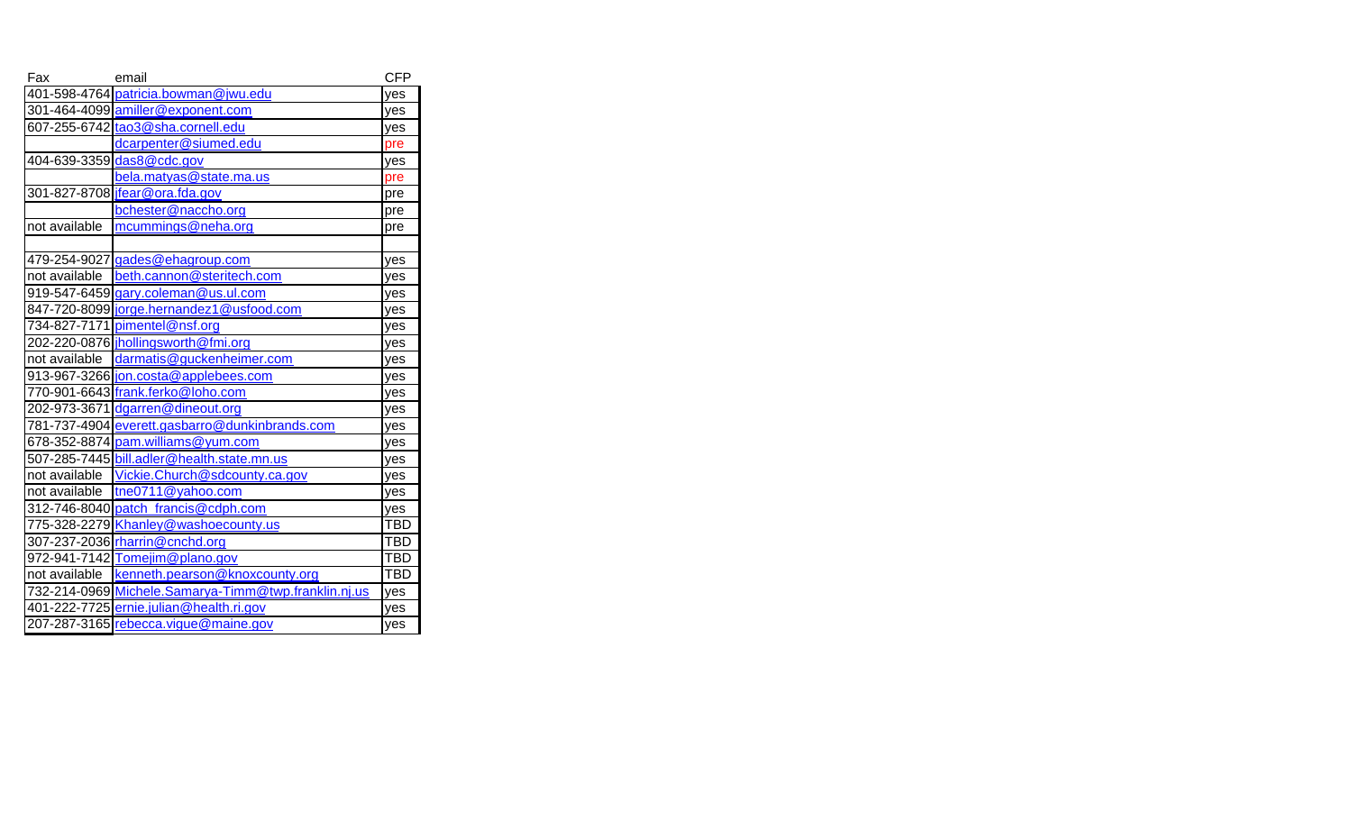| Fax | email | CFP |
|---|---|---|
| 401-598-4764 | patricia.bowman@jwu.edu | yes |
| 301-464-4099 | amiller@exponent.com | yes |
| 607-255-6742 | tao3@sha.cornell.edu | yes |
| | dcarpenter@siumed.edu | pre |
| 404-639-3359 | das8@cdc.gov | yes |
| | bela.matyas@state.ma.us | pre |
| 301-827-8708 | jfear@ora.fda.gov | pre |
| | bchester@naccho.org | pre |
| not available | mcummings@neha.org | pre |
| | | |
| 479-254-9027 | gades@ehagroup.com | yes |
| not available | beth.cannon@steritech.com | yes |
| 919-547-6459 | gary.coleman@us.ul.com | yes |
| 847-720-8099 | jorge.hernandez1@usfood.com | yes |
| 734-827-7171 | pimentel@nsf.org | yes |
| 202-220-0876 | jhollingsworth@fmi.org | yes |
| not available | darmatis@guckenheimer.com | yes |
| 913-967-3266 | jon.costa@applebees.com | yes |
| 770-901-6643 | frank.ferko@loho.com | yes |
| 202-973-3671 | dgarren@dineout.org | yes |
| 781-737-4904 | everett.gasbarro@dunkinbrands.com | yes |
| 678-352-8874 | pam.williams@yum.com | yes |
| 507-285-7445 | bill.adler@health.state.mn.us | yes |
| not available | Vickie.Church@sdcounty.ca.gov | yes |
| not available | tne0711@yahoo.com | yes |
| 312-746-8040 | patch_francis@cdph.com | yes |
| 775-328-2279 | Khanley@washoecounty.us | TBD |
| 307-237-2036 | rharrin@cnchd.org | TBD |
| 972-941-7142 | Tomejim@plano.gov | TBD |
| not available | kenneth.pearson@knoxcounty.org | TBD |
| 732-214-0969 | Michele.Samarya-Timm@twp.franklin.nj.us | yes |
| 401-222-7725 | ernie.julian@health.ri.gov | yes |
| 207-287-3165 | rebecca.vigue@maine.gov | yes |